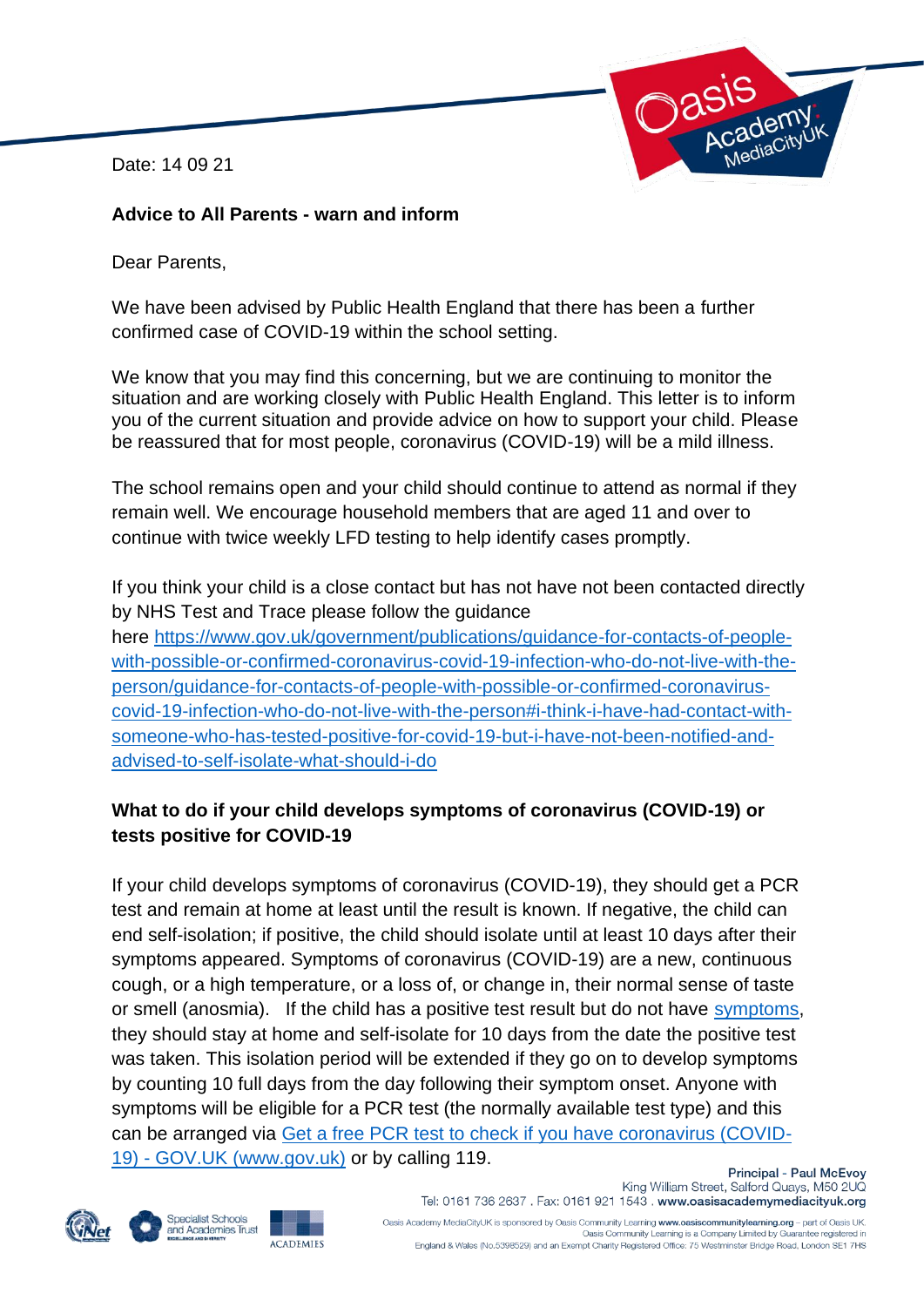Date: 14 09 21

**Advice to All Parents - warn and inform**

Dear Parents,

We have been advised by Public Health England that there has been a further confirmed case of COVID-19 within the school setting.

We know that you may find this concerning, but we are continuing to monitor the situation and are working closely with Public Health England. This letter is to inform you of the current situation and provide advice on how to support your child. Please be reassured that for most people, coronavirus (COVID-19) will be a mild illness.

The school remains open and your child should continue to attend as normal if they remain well. We encourage household members that are aged 11 and over to continue with twice weekly LFD testing to help identify cases promptly.

If you think your child is a close contact but has not have not been contacted directly by NHS Test and Trace please follow the guidance here [https://www.gov.uk/government/publications/guidance-for-contacts-of-people-with-possible-or-confirmed-coronavirus-covid-19-infection-who-do-not-live-with-the-person/guidance-for-contacts-of-people-with-possible-or-confirmed-coronavirus-covid-19-infection-who-do-not-live-with-the-person#i-think-i-have-had-contact-with-someone-who-has-tested-positive-for-covid-19-but-i-have-not-been-notified-and-advised-to-self-isolate-what-should-i-do](https://www.gov.uk/government/publications/guidance-for-contacts-of-people-with-possible-or-confirmed-coronavirus-covid-19-infection-who-do-not-live-with-the-person/guidance-for-contacts-of-people-with-possible-or-confirmed-coronavirus-covid-19-infection-who-do-not-live-with-the-person#i-think-i-have-had-contact-with-someone-who-has-tested-positive-for-covid-19-but-i-have-not-been-notified-and-advised-to-self-isolate-what-should-i-do)

**What to do if your child develops symptoms of coronavirus (COVID-19) or tests positive for COVID-19**

If your child develops symptoms of coronavirus (COVID-19), they should get a PCR test and remain at home at least until the result is known. If negative, the child can end self-isolation; if positive, the child should isolate until at least 10 days after their symptoms appeared. Symptoms of coronavirus (COVID-19) are a new, continuous cough, or a high temperature, or a loss of, or change in, their normal sense of taste or smell (anosmia). If the child has a positive test result but do not have symptoms, they should stay at home and self-isolate for 10 days from the date the positive test was taken. This isolation period will be extended if they go on to develop symptoms by counting 10 full days from the day following their symptom onset. Anyone with symptoms will be eligible for a PCR test (the normally available test type) and this can be arranged via Get a free PCR test to check if you have coronavirus (COVID-19) - GOV.UK (www.gov.uk) or by calling 119.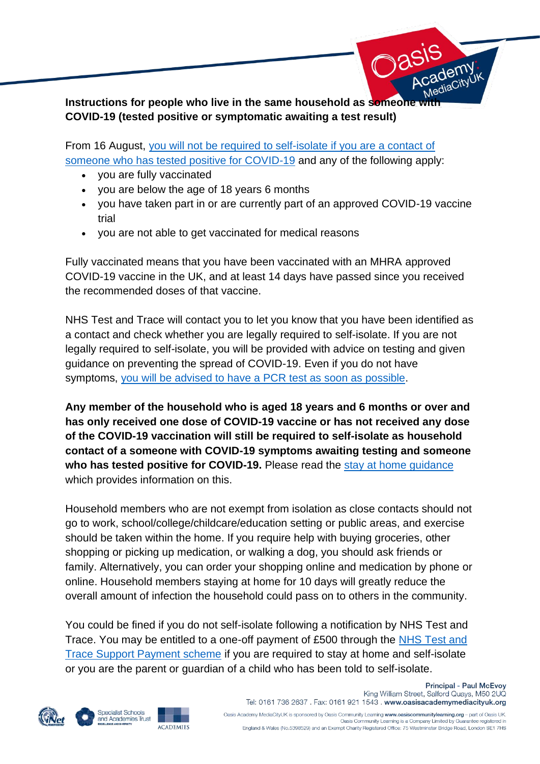**Instructions for people who live in the same household as someone with COVID-19 (tested positive or symptomatic awaiting a test result)**

From 16 August, you will not be required to self-isolate if you are a contact of someone who has tested positive for COVID-19 and any of the following apply:

- you are fully vaccinated
- you are below the age of 18 years 6 months
- you have taken part in or are currently part of an approved COVID-19 vaccine trial
- you are not able to get vaccinated for medical reasons

Fully vaccinated means that you have been vaccinated with an MHRA approved COVID-19 vaccine in the UK, and at least 14 days have passed since you received the recommended doses of that vaccine.

NHS Test and Trace will contact you to let you know that you have been identified as a contact and check whether you are legally required to self-isolate. If you are not legally required to self-isolate, you will be provided with advice on testing and given guidance on preventing the spread of COVID-19. Even if you do not have symptoms, you will be advised to have a PCR test as soon as possible.

**Any member of the household who is aged 18 years and 6 months or over and has only received one dose of COVID-19 vaccine or has not received any dose of the COVID-19 vaccination will still be required to self-isolate as household contact of a someone with COVID-19 symptoms awaiting testing and someone who has tested positive for COVID-19.** Please read the stay at home guidance which provides information on this.

Household members who are not exempt from isolation as close contacts should not go to work, school/college/childcare/education setting or public areas, and exercise should be taken within the home. If you require help with buying groceries, other shopping or picking up medication, or walking a dog, you should ask friends or family. Alternatively, you can order your shopping online and medication by phone or online. Household members staying at home for 10 days will greatly reduce the overall amount of infection the household could pass on to others in the community.

You could be fined if you do not self-isolate following a notification by NHS Test and Trace. You may be entitled to a one-off payment of £500 through the NHS Test and Trace Support Payment scheme if you are required to stay at home and self-isolate or you are the parent or guardian of a child who has been told to self-isolate.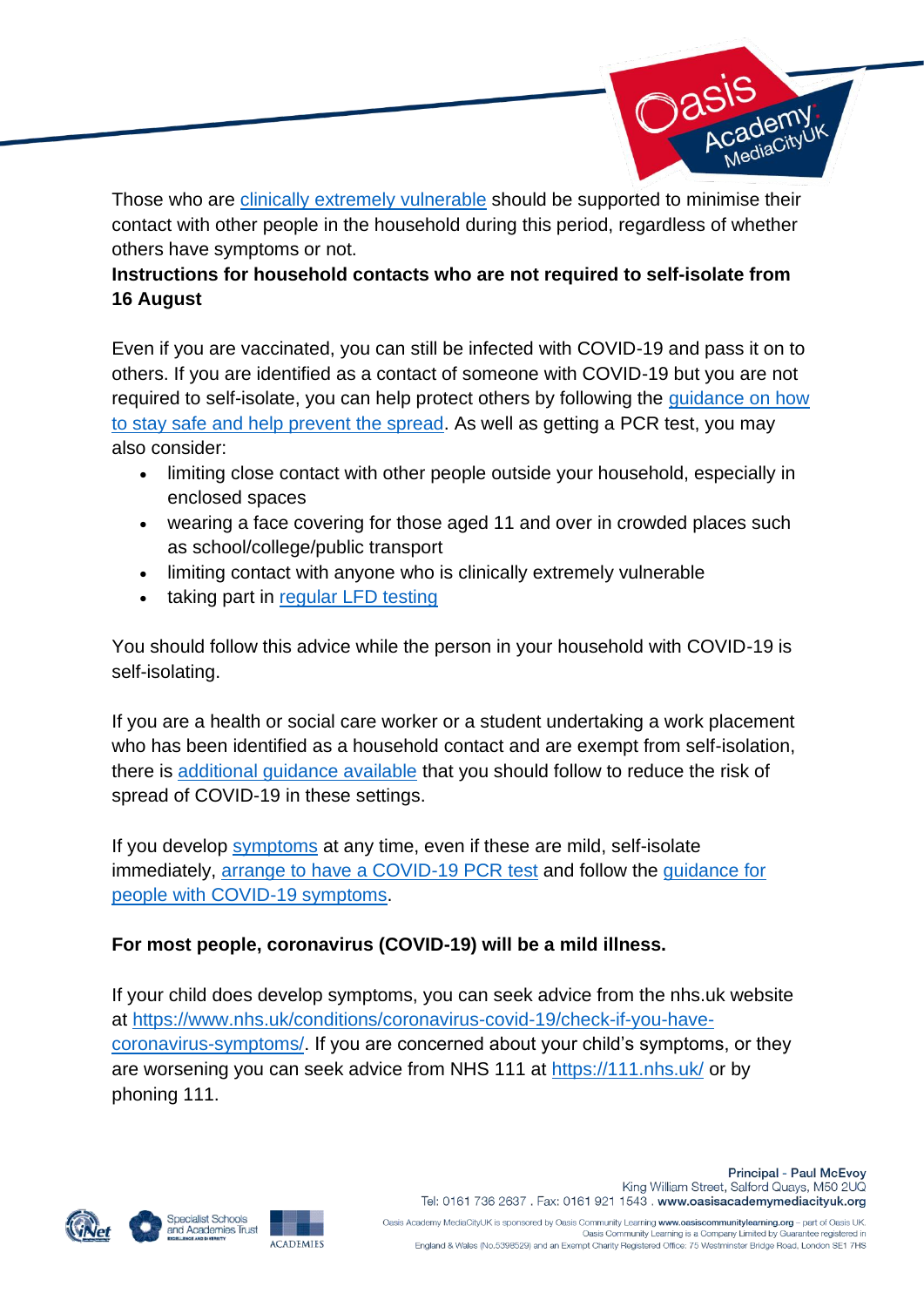Those who are clinically extremely vulnerable should be supported to minimise their contact with other people in the household during this period, regardless of whether others have symptoms or not.

**Instructions for household contacts who are not required to self-isolate from 16 August**

Even if you are vaccinated, you can still be infected with COVID-19 and pass it on to others. If you are identified as a contact of someone with COVID-19 but you are not required to self-isolate, you can help protect others by following the guidance on how to stay safe and help prevent the spread. As well as getting a PCR test, you may also consider:

- limiting close contact with other people outside your household, especially in enclosed spaces
- wearing a face covering for those aged 11 and over in crowded places such as school/college/public transport
- limiting contact with anyone who is clinically extremely vulnerable
- taking part in regular LFD testing

You should follow this advice while the person in your household with COVID-19 is self-isolating.

If you are a health or social care worker or a student undertaking a work placement who has been identified as a household contact and are exempt from self-isolation, there is additional guidance available that you should follow to reduce the risk of spread of COVID-19 in these settings.

If you develop symptoms at any time, even if these are mild, self-isolate immediately, arrange to have a COVID-19 PCR test and follow the guidance for people with COVID-19 symptoms.

**For most people, coronavirus (COVID-19) will be a mild illness.**

If your child does develop symptoms, you can seek advice from the nhs.uk website at https://www.nhs.uk/conditions/coronavirus-covid-19/check-if-you-have-coronavirus-symptoms/. If you are concerned about your child's symptoms, or they are worsening you can seek advice from NHS 111 at https://111.nhs.uk/ or by phoning 111.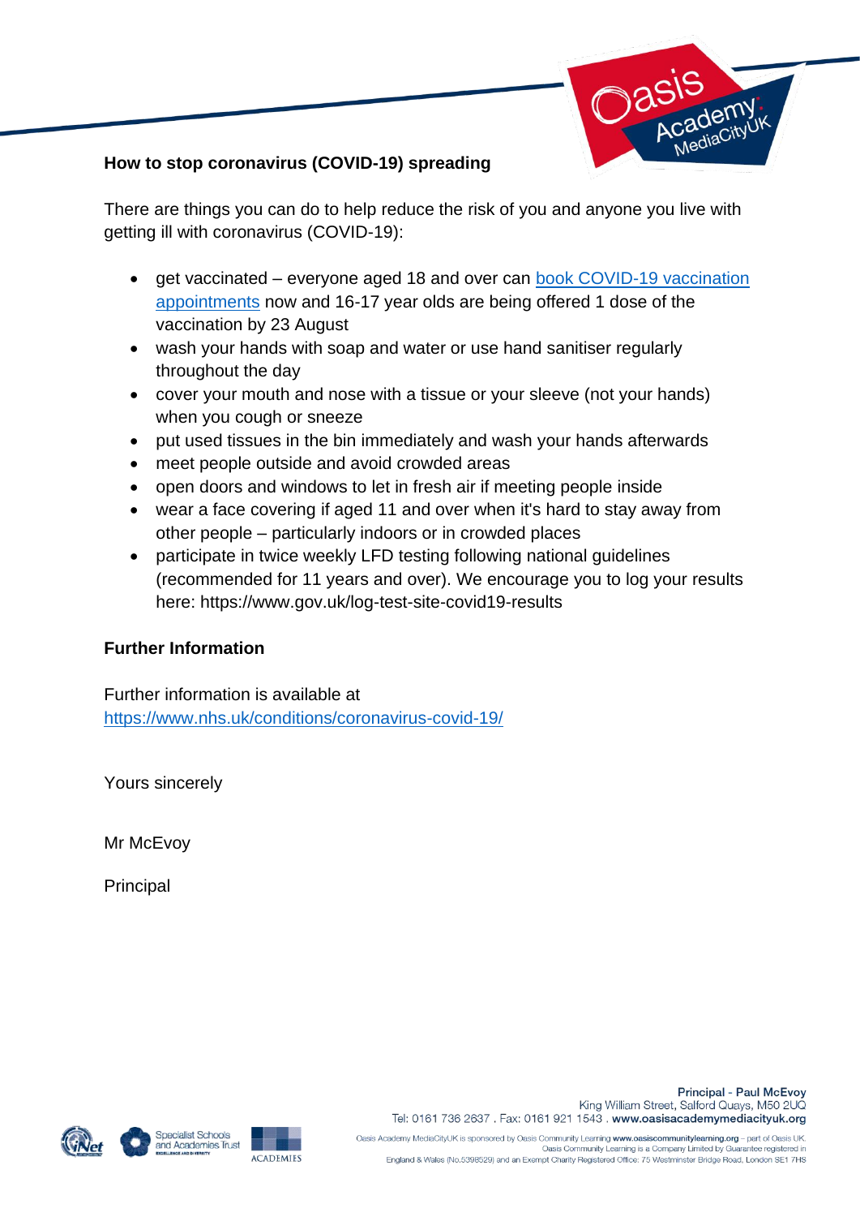**How to stop coronavirus (COVID-19) spreading**

There are things you can do to help reduce the risk of you and anyone you live with getting ill with coronavirus (COVID-19):

- get vaccinated – everyone aged 18 and over can book COVID-19 vaccination appointments now and 16-17 year olds are being offered 1 dose of the vaccination by 23 August
- wash your hands with soap and water or use hand sanitiser regularly throughout the day
- cover your mouth and nose with a tissue or your sleeve (not your hands) when you cough or sneeze
- put used tissues in the bin immediately and wash your hands afterwards
- meet people outside and avoid crowded areas
- open doors and windows to let in fresh air if meeting people inside
- wear a face covering if aged 11 and over when it's hard to stay away from other people – particularly indoors or in crowded places
- participate in twice weekly LFD testing following national guidelines (recommended for 11 years and over). We encourage you to log your results here: https://www.gov.uk/log-test-site-covid19-results

**Further Information**

Further information is available at
https://www.nhs.uk/conditions/coronavirus-covid-19/

Yours sincerely

Mr McEvoy

Principal

**Principal - Paul McEvoy**
King William Street, Salford Quays, M50 2UQ
Tel: 0161 736 2637 . Fax: 0161 921 1543 . **www.oasisacademymediacityuk.org**

Oasis Academy MediaCityUK is sponsored by Oasis Community Learning **www.oasiscommunitylearning.org** – part of Oasis UK. Oasis Community Learning is a Company Limited by Guarantee registered in England & Wales (No.5398529) and an Exempt Charity Registered Office: 75 Westminster Bridge Road, London SE1 7HS